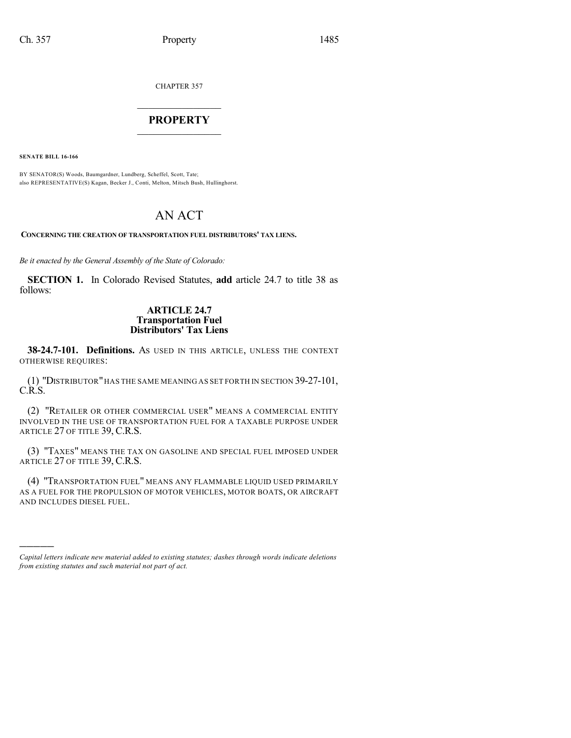CHAPTER 357

# PROPERTY

**SENATE BILL 16-166**

BY SENATOR(S) Woods, Baumgardner, Lundberg, Scheffel, Scott, Tate;
also REPRESENTATIVE(S) Kagan, Becker J., Conti, Melton, Mitsch Bush, Hullinghorst.

# AN ACT

**CONCERNING THE CREATION OF TRANSPORTATION FUEL DISTRIBUTORS' TAX LIENS.**

*Be it enacted by the General Assembly of the State of Colorado:*

**SECTION 1.** In Colorado Revised Statutes, **add** article 24.7 to title 38 as follows:

## ARTICLE 24.7
## Transportation Fuel Distributors' Tax Liens

**38-24.7-101. Definitions.** AS USED IN THIS ARTICLE, UNLESS THE CONTEXT OTHERWISE REQUIRES:

(1) "DISTRIBUTOR" HAS THE SAME MEANING AS SET FORTH IN SECTION 39-27-101, C.R.S.

(2) "RETAILER OR OTHER COMMERCIAL USER" MEANS A COMMERCIAL ENTITY INVOLVED IN THE USE OF TRANSPORTATION FUEL FOR A TAXABLE PURPOSE UNDER ARTICLE 27 OF TITLE 39, C.R.S.

(3) "TAXES" MEANS THE TAX ON GASOLINE AND SPECIAL FUEL IMPOSED UNDER ARTICLE 27 OF TITLE 39, C.R.S.

(4) "TRANSPORTATION FUEL" MEANS ANY FLAMMABLE LIQUID USED PRIMARILY AS A FUEL FOR THE PROPULSION OF MOTOR VEHICLES, MOTOR BOATS, OR AIRCRAFT AND INCLUDES DIESEL FUEL.

————

*Capital letters indicate new material added to existing statutes; dashes through words indicate deletions from existing statutes and such material not part of act.*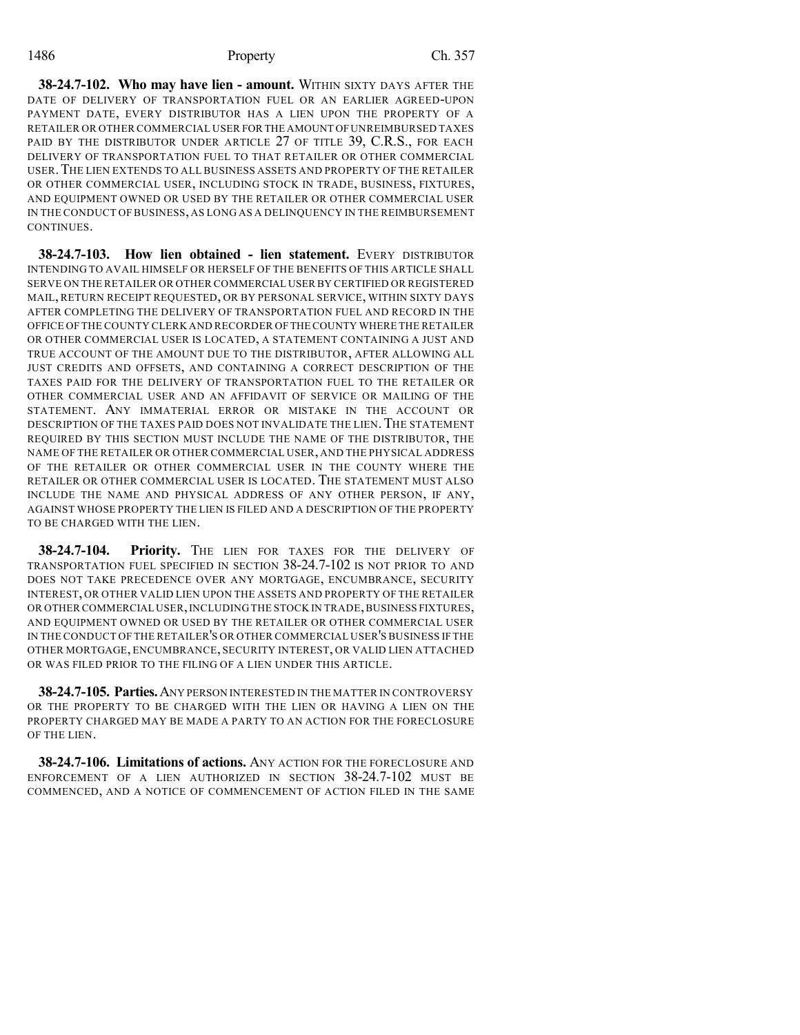**38-24.7-102. Who may have lien - amount.** WITHIN SIXTY DAYS AFTER THE DATE OF DELIVERY OF TRANSPORTATION FUEL OR AN EARLIER AGREED-UPON PAYMENT DATE, EVERY DISTRIBUTOR HAS A LIEN UPON THE PROPERTY OF A RETAILER OR OTHER COMMERCIAL USER FOR THE AMOUNT OF UNREIMBURSED TAXES PAID BY THE DISTRIBUTOR UNDER ARTICLE 27 OF TITLE 39, C.R.S., FOR EACH DELIVERY OF TRANSPORTATION FUEL TO THAT RETAILER OR OTHER COMMERCIAL USER. THE LIEN EXTENDS TO ALL BUSINESS ASSETS AND PROPERTY OF THE RETAILER OR OTHER COMMERCIAL USER, INCLUDING STOCK IN TRADE, BUSINESS, FIXTURES, AND EQUIPMENT OWNED OR USED BY THE RETAILER OR OTHER COMMERCIAL USER IN THE CONDUCT OF BUSINESS, AS LONG AS A DELINQUENCY IN THE REIMBURSEMENT CONTINUES.

**38-24.7-103. How lien obtained - lien statement.** EVERY DISTRIBUTOR INTENDING TO AVAIL HIMSELF OR HERSELF OF THE BENEFITS OF THIS ARTICLE SHALL SERVE ON THE RETAILER OR OTHER COMMERCIAL USER BY CERTIFIED OR REGISTERED MAIL, RETURN RECEIPT REQUESTED, OR BY PERSONAL SERVICE, WITHIN SIXTY DAYS AFTER COMPLETING THE DELIVERY OF TRANSPORTATION FUEL AND RECORD IN THE OFFICE OF THE COUNTY CLERK AND RECORDER OF THE COUNTY WHERE THE RETAILER OR OTHER COMMERCIAL USER IS LOCATED, A STATEMENT CONTAINING A JUST AND TRUE ACCOUNT OF THE AMOUNT DUE TO THE DISTRIBUTOR, AFTER ALLOWING ALL JUST CREDITS AND OFFSETS, AND CONTAINING A CORRECT DESCRIPTION OF THE TAXES PAID FOR THE DELIVERY OF TRANSPORTATION FUEL TO THE RETAILER OR OTHER COMMERCIAL USER AND AN AFFIDAVIT OF SERVICE OR MAILING OF THE STATEMENT. ANY IMMATERIAL ERROR OR MISTAKE IN THE ACCOUNT OR DESCRIPTION OF THE TAXES PAID DOES NOT INVALIDATE THE LIEN. THE STATEMENT REQUIRED BY THIS SECTION MUST INCLUDE THE NAME OF THE DISTRIBUTOR, THE NAME OF THE RETAILER OR OTHER COMMERCIAL USER, AND THE PHYSICAL ADDRESS OF THE RETAILER OR OTHER COMMERCIAL USER IN THE COUNTY WHERE THE RETAILER OR OTHER COMMERCIAL USER IS LOCATED. THE STATEMENT MUST ALSO INCLUDE THE NAME AND PHYSICAL ADDRESS OF ANY OTHER PERSON, IF ANY, AGAINST WHOSE PROPERTY THE LIEN IS FILED AND A DESCRIPTION OF THE PROPERTY TO BE CHARGED WITH THE LIEN.

**38-24.7-104. Priority.** THE LIEN FOR TAXES FOR THE DELIVERY OF TRANSPORTATION FUEL SPECIFIED IN SECTION 38-24.7-102 IS NOT PRIOR TO AND DOES NOT TAKE PRECEDENCE OVER ANY MORTGAGE, ENCUMBRANCE, SECURITY INTEREST, OR OTHER VALID LIEN UPON THE ASSETS AND PROPERTY OF THE RETAILER OR OTHER COMMERCIAL USER, INCLUDING THE STOCK IN TRADE, BUSINESS FIXTURES, AND EQUIPMENT OWNED OR USED BY THE RETAILER OR OTHER COMMERCIAL USER IN THE CONDUCT OF THE RETAILER'S OR OTHER COMMERCIAL USER'S BUSINESS IF THE OTHER MORTGAGE, ENCUMBRANCE, SECURITY INTEREST, OR VALID LIEN ATTACHED OR WAS FILED PRIOR TO THE FILING OF A LIEN UNDER THIS ARTICLE.

**38-24.7-105. Parties.** ANY PERSON INTERESTED IN THE MATTER IN CONTROVERSY OR THE PROPERTY TO BE CHARGED WITH THE LIEN OR HAVING A LIEN ON THE PROPERTY CHARGED MAY BE MADE A PARTY TO AN ACTION FOR THE FORECLOSURE OF THE LIEN.

**38-24.7-106. Limitations of actions.** ANY ACTION FOR THE FORECLOSURE AND ENFORCEMENT OF A LIEN AUTHORIZED IN SECTION 38-24.7-102 MUST BE COMMENCED, AND A NOTICE OF COMMENCEMENT OF ACTION FILED IN THE SAME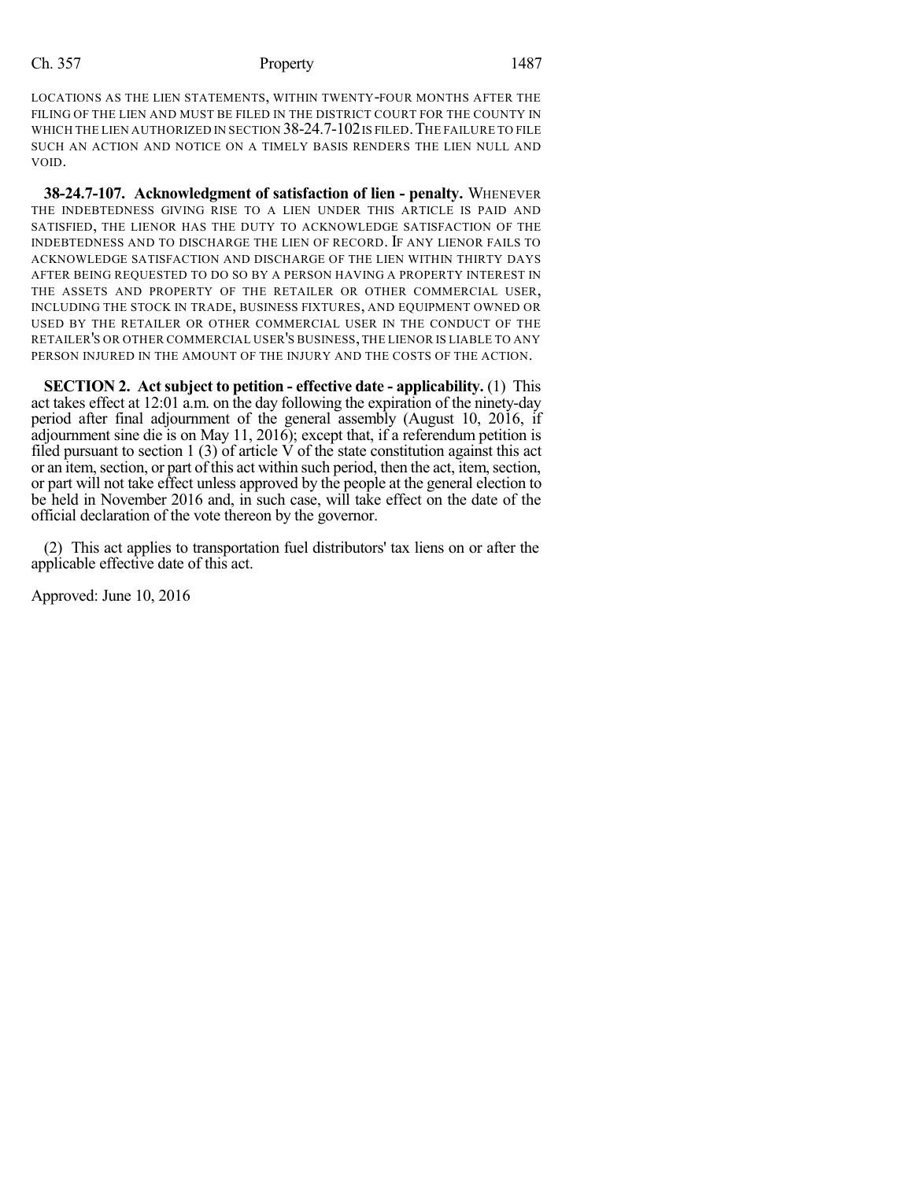LOCATIONS AS THE LIEN STATEMENTS, WITHIN TWENTY-FOUR MONTHS AFTER THE FILING OF THE LIEN AND MUST BE FILED IN THE DISTRICT COURT FOR THE COUNTY IN WHICH THE LIEN AUTHORIZED IN SECTION 38-24.7-102 IS FILED. THE FAILURE TO FILE SUCH AN ACTION AND NOTICE ON A TIMELY BASIS RENDERS THE LIEN NULL AND VOID.

**38-24.7-107. Acknowledgment of satisfaction of lien - penalty.** WHENEVER THE INDEBTEDNESS GIVING RISE TO A LIEN UNDER THIS ARTICLE IS PAID AND SATISFIED, THE LIENOR HAS THE DUTY TO ACKNOWLEDGE SATISFACTION OF THE INDEBTEDNESS AND TO DISCHARGE THE LIEN OF RECORD. IF ANY LIENOR FAILS TO ACKNOWLEDGE SATISFACTION AND DISCHARGE OF THE LIEN WITHIN THIRTY DAYS AFTER BEING REQUESTED TO DO SO BY A PERSON HAVING A PROPERTY INTEREST IN THE ASSETS AND PROPERTY OF THE RETAILER OR OTHER COMMERCIAL USER, INCLUDING THE STOCK IN TRADE, BUSINESS FIXTURES, AND EQUIPMENT OWNED OR USED BY THE RETAILER OR OTHER COMMERCIAL USER IN THE CONDUCT OF THE RETAILER'S OR OTHER COMMERCIAL USER'S BUSINESS, THE LIENOR IS LIABLE TO ANY PERSON INJURED IN THE AMOUNT OF THE INJURY AND THE COSTS OF THE ACTION.

**SECTION 2. Act subject to petition - effective date - applicability.** (1) This act takes effect at 12:01 a.m. on the day following the expiration of the ninety-day period after final adjournment of the general assembly (August 10, 2016, if adjournment sine die is on May 11, 2016); except that, if a referendum petition is filed pursuant to section 1 (3) of article V of the state constitution against this act or an item, section, or part of this act within such period, then the act, item, section, or part will not take effect unless approved by the people at the general election to be held in November 2016 and, in such case, will take effect on the date of the official declaration of the vote thereon by the governor.

(2) This act applies to transportation fuel distributors' tax liens on or after the applicable effective date of this act.

Approved: June 10, 2016